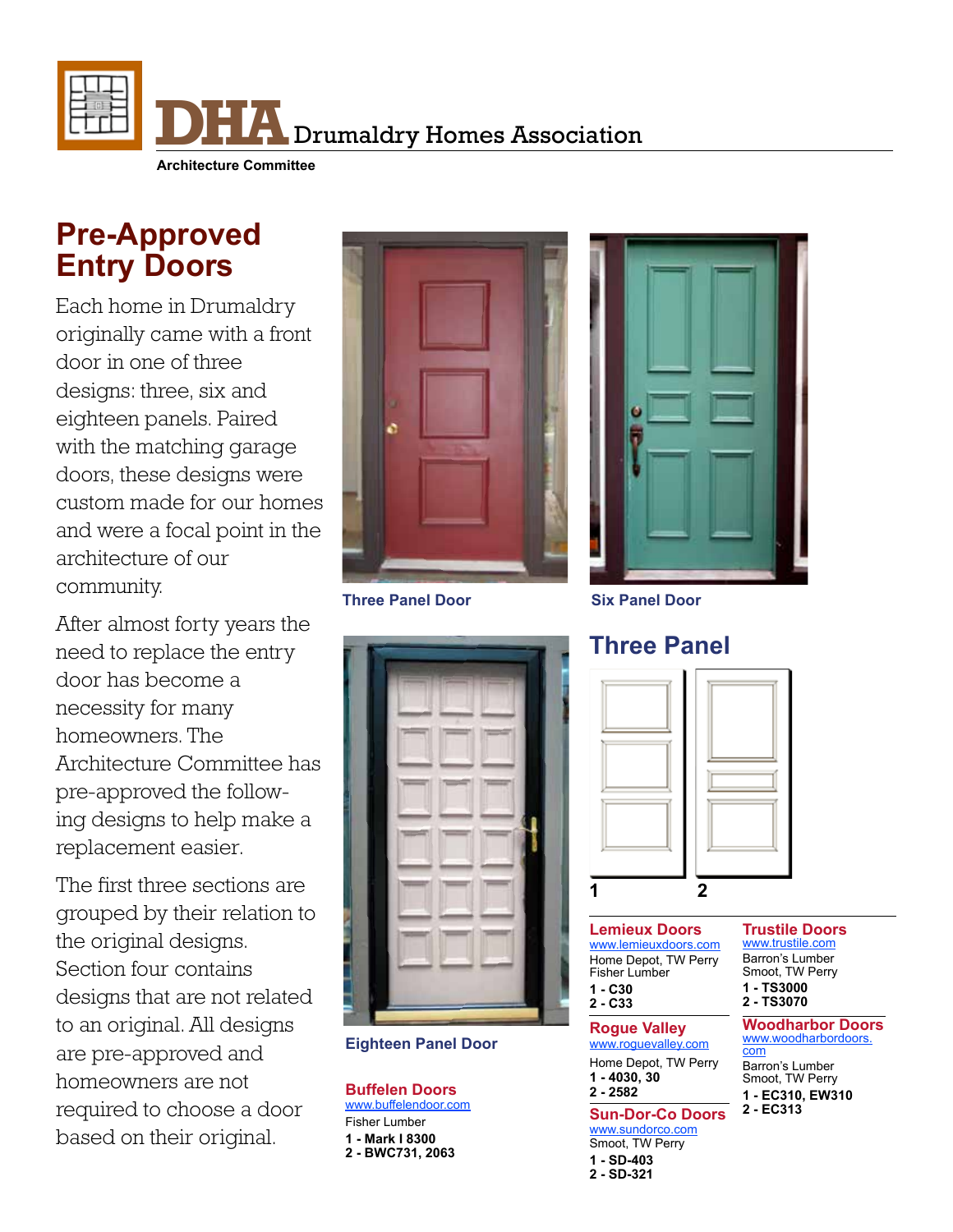DHA Drumaldry Homes Association

Architecture Committee

# Pre-Approved Entry Doors

Each home in Drumaldry originally came with a front door in one of three designs: three, six and eighteen panels. Paired with the matching garage doors, these designs were custom made for our homes and were a focal point in the architecture of our community.

After almost forty years the need to replace the entry door has become a necessity for many homeowners. The Architecture Committee has pre-approved the following designs to help make a replacement easier.

The first three sections are grouped by their relation to the original designs. Section four contains designs that are not related to an original. All designs are pre-approved and homeowners are not required to choose a door based on their original.

Three Panel Door

Six Panel Door

Eighteen Panel Door

## Three Panel

1 2

**Buffelen Doors**
www.buffelendoor.com
Fisher Lumber
**1 - Mark I 8300**
**2 - BWC731, 2063**

**Lemieux Doors**
www.lemieuxdoors.com
Home Depot, TW Perry
Fisher Lumber
**1 - C30**
**2 - C33**

**Rogue Valley**
www.roguevalley.com
Home Depot, TW Perry
**1 - 4030, 30**
**2 - 2582**

**Sun-Dor-Co Doors**
www.sundorco.com
Smoot, TW Perry
**1 - SD-403**
**2 - SD-321**

**Trustile Doors**
www.trustile.com
Barron's Lumber
Smoot, TW Perry
**1 - TS3000**
**2 - TS3070**

**Woodharbor Doors**
www.woodharbordoors.com
Barron's Lumber
Smoot, TW Perry
**1 - EC310, EW310**
**2 - EC313**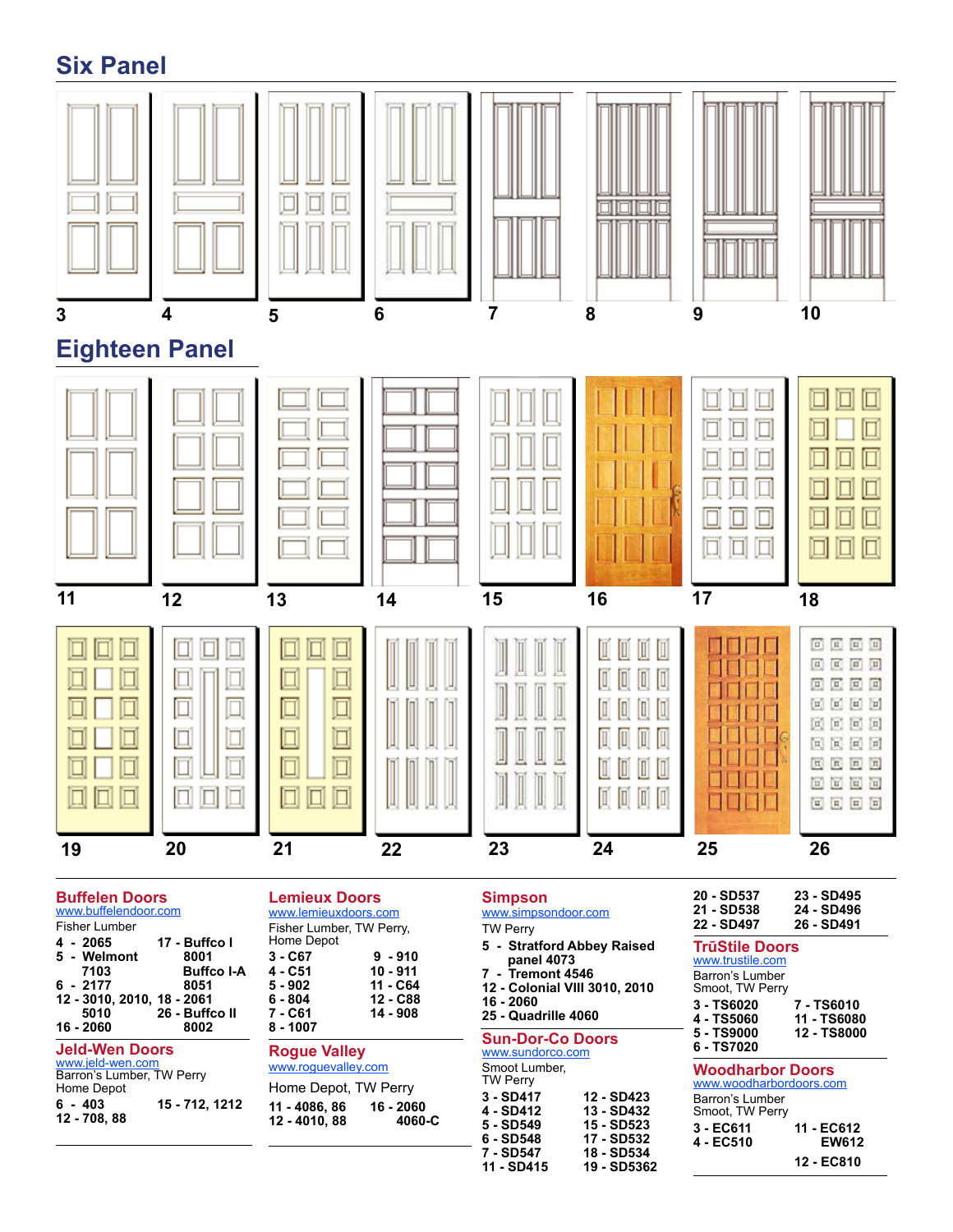## Six Panel

3 4 5 6 7 8 9 10

## Eighteen Panel

11 12 13 14 15 16 17 18

19 20 21 22 23 24 25 26

### Buffelen Doors

www.buffelendoor.com

Fisher Lumber

**4 - 2065**
**5 - Welmont 7103**
**6 - 2177**
**12 - 3010, 2010, 5010**
**16 - 2060**
**17 - Buffco I 8001 Buffco I-A 8051**
**18 - 2061**
**26 - Buffco II 8002**

### Jeld-Wen Doors

www.jeld-wen.com

Barron's Lumber, TW Perry
Home Depot

**6 - 403**
**12 - 708, 88**
**15 - 712, 1212**

### Lemieux Doors

www.lemieuxdoors.com

Fisher Lumber, TW Perry,
Home Depot

**3 - C67**
**4 - C51**
**5 - 902**
**6 - 804**
**7 - C61**
**8 - 1007**
**9 - 910**
**10 - 911**
**11 - C64**
**12 - C88**
**14 - 908**

### Rogue Valley

www.roguevalley.com

Home Depot, TW Perry

**11 - 4086, 86**
**12 - 4010, 88**
**16 - 2060 4060-C**

### Simpson

www.simpsondoor.com

TW Perry

**5 - Stratford Abbey Raised panel 4073**
**7 - Tremont 4546**
**12 - Colonial VIII 3010, 2010**
**16 - 2060**
**25 - Quadrille 4060**

### Sun-Dor-Co Doors

www.sundorco.com

Smoot Lumber,
TW Perry

**3 - SD417**
**4 - SD412**
**5 - SD549**
**6 - SD548**
**7 - SD547**
**11 - SD415**
**12 - SD423**
**13 - SD432**
**15 - SD523**
**17 - SD532**
**18 - SD534**
**19 - SD5362**
**20 - SD537**
**21 - SD538**
**22 - SD497**
**23 - SD495**
**24 - SD496**
**26 - SD491**

### TrūStile Doors

www.trustile.com

Barron's Lumber
Smoot, TW Perry

**3 - TS6020**
**4 - TS5060**
**5 - TS9000**
**6 - TS7020**
**7 - TS6010**
**11 - TS6080**
**12 - TS8000**

### Woodharbor Doors

www.woodharbordoors.com

Barron's Lumber
Smoot, TW Perry

**3 - EC611**
**4 - EC510**
**11 - EC612 EW612**
**12 - EC810**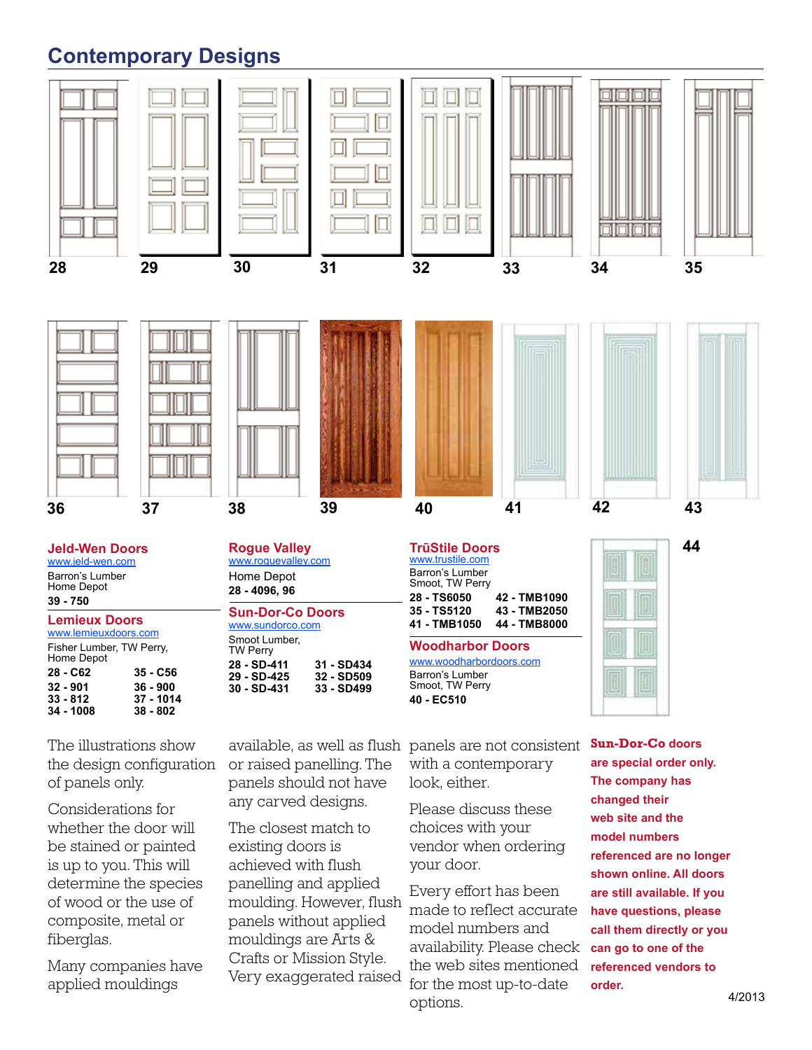# Contemporary Designs

28 29 30 31 32 33 34 35

36 37 38 39 40 41 42 43

44

### Jeld-Wen Doors

www.jeld-wen.com

Barron's Lumber
Home Depot

**39 - 750**

### Lemieux Doors

www.lemieuxdoors.com

Fisher Lumber, TW Perry,
Home Depot

| | |
|---|---|
| **28 - C62** | **35 - C56** |
| **32 - 901** | **36 - 900** |
| **33 - 812** | **37 - 1014** |
| **34 - 1008** | **38 - 802** |

### Rogue Valley

www.roguevalley.com

Home Depot

**28 - 4096, 96**

### Sun-Dor-Co Doors

www.sundorco.com

Smoot Lumber,
TW Perry

| | |
|---|---|
| **28 - SD-411** | **31 - SD434** |
| **29 - SD-425** | **32 - SD509** |
| **30 - SD-431** | **33 - SD499** |

### TrūStile Doors

www.trustile.com

Barron's Lumber
Smoot, TW Perry

| | |
|---|---|
| **28 - TS6050** | **42 - TMB1090** |
| **35 - TS5120** | **43 - TMB2050** |
| **41 - TMB1050** | **44 - TMB8000** |

### Woodharbor Doors

www.woodharbordoors.com

Barron's Lumber
Smoot, TW Perry

**40 - EC510**

The illustrations show the design configuration of panels only.

Considerations for whether the door will be stained or painted is up to you. This will determine the species of wood or the use of composite, metal or fiberglas.

Many companies have applied mouldings available, as well as flush or raised panelling. The panels should not have any carved designs.

The closest match to existing doors is achieved with flush panelling and applied moulding. However, flush panels without applied mouldings are Arts & Crafts or Mission Style. Very exaggerated raised panels are not consistent with a contemporary look, either.

Please discuss these choices with your vendor when ordering your door.

Every effort has been made to reflect accurate model numbers and availability. Please check the web sites mentioned for the most up-to-date options.

**Sun-Dor-Co doors are special order only. The company has changed their web site and the model numbers referenced are no longer shown online. All doors are still available. If you have questions, please call them directly or you can go to one of the referenced vendors to order.**

4/2013